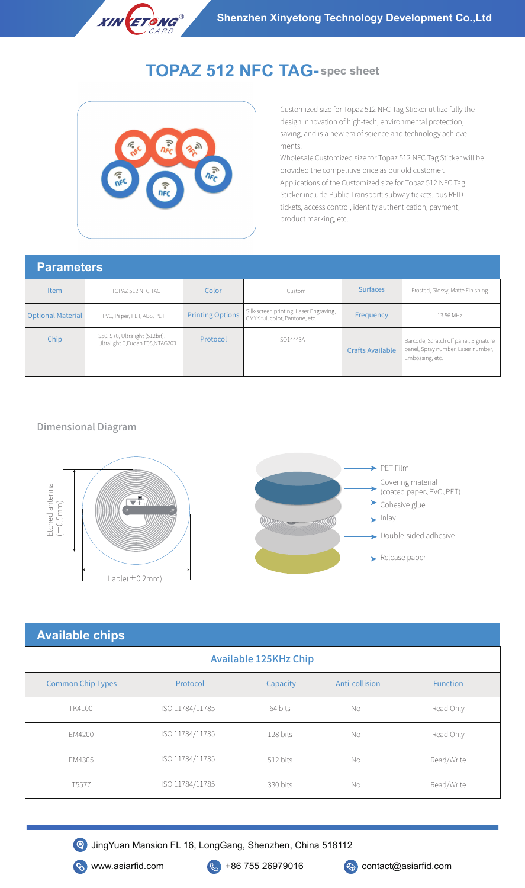# TOPAZ 512 NFC TAG- spec sheet

Customized size for Topaz 512 NFC Tag Sticker utilize fully the design innovation of high-tech, environmental protection, saving, and is a new era of science and technology achievements.

Wholesale Customized size for Topaz 512 NFC Tag Sticker will be provided the competitive price as our old customer.

Applications of the Customized size for Topaz 512 NFC Tag Sticker include Public Transport: subway tickets, bus RFID tickets, access control, identity authentication, payment, product marking, etc.

## Parameters

| | | | | | |
|---|---|---|---|---|---|
| Item | TOPAZ 512 NFC TAG | Color | Custom | Surfaces | Frosted, Glossy, Matte Finishing |
| Optional Material | PVC, Paper, PET, ABS, PET | Printing Options | Silk-screen printing, Laser Engraving, CMYK full color, Pantone, etc. | Frequency | 13.56 MHz |
| Chip | S50, S70, Ultralight (512bit), Ultralight C,Fudan F08,NTAG203 | Protocol | ISO14443A | Crafts Available | Barcode, Scratch off panel, Signature panel, Spray number, Laser number, Embossing, etc. |
| | | | | | |

## Dimensional Diagram

Etched antenna (±0.5mm)

Lable(±0.2mm)

PET Film

Covering material (coated paper、PVC、PET)

Cohesive glue

Inlay

Double-sided adhesive

Release paper

## Available chips

| Available 125KHz Chip | | | | |
|---|---|---|---|---|
| Common Chip Types | Protocol | Capacity | Anti-collision | Function |
| TK4100 | ISO 11784/11785 | 64 bits | No | Read Only |
| EM4200 | ISO 11784/11785 | 128 bits | No | Read Only |
| EM4305 | ISO 11784/11785 | 512 bits | No | Read/Write |
| T5577 | ISO 11784/11785 | 330 bits | No | Read/Write |

JingYuan Mansion FL 16, LongGang, Shenzhen, China 518112

www.asiarfid.com

+86 755 26979016

contact@asiarfid.com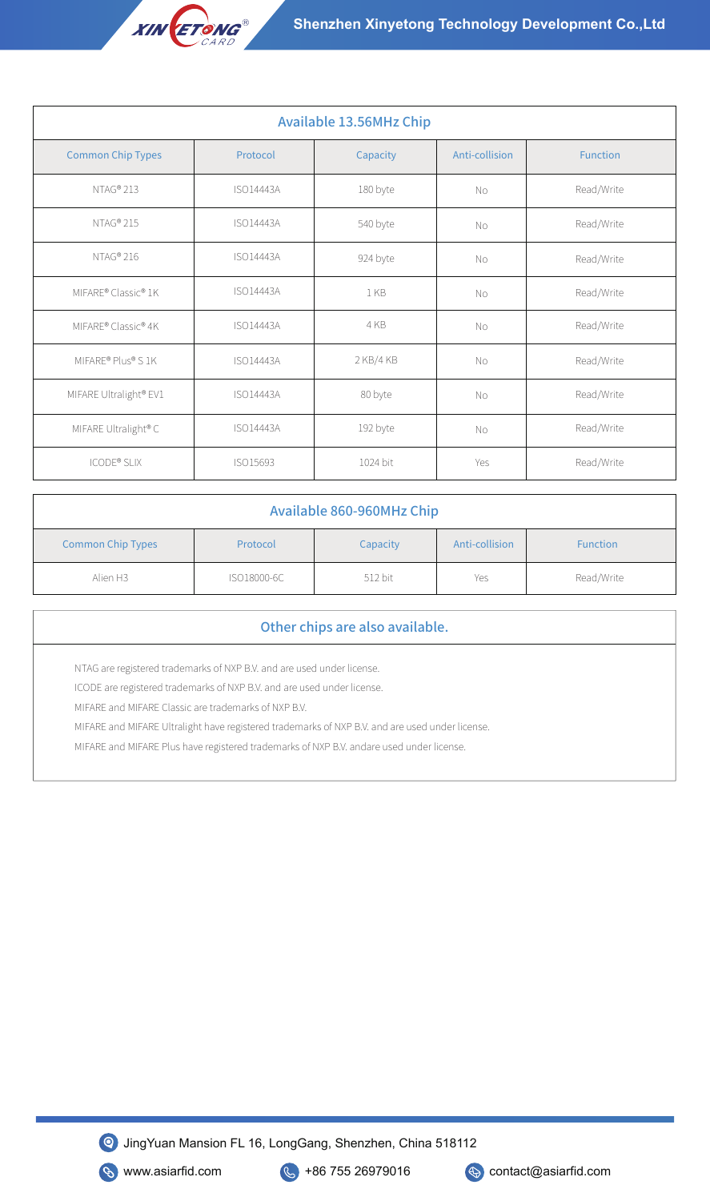## Available 13.56MHz Chip

| Common Chip Types | Protocol | Capacity | Anti-collision | Function |
|---|---|---|---|---|
| NTAG® 213 | ISO14443A | 180 byte | No | Read/Write |
| NTAG® 215 | ISO14443A | 540 byte | No | Read/Write |
| NTAG® 216 | ISO14443A | 924 byte | No | Read/Write |
| MIFARE® Classic® 1K | ISO14443A | 1 KB | No | Read/Write |
| MIFARE® Classic® 4K | ISO14443A | 4 KB | No | Read/Write |
| MIFARE® Plus® S 1K | ISO14443A | 2 KB/4 KB | No | Read/Write |
| MIFARE Ultralight® EV1 | ISO14443A | 80 byte | No | Read/Write |
| MIFARE Ultralight® C | ISO14443A | 192 byte | No | Read/Write |
| ICODE® SLIX | ISO15693 | 1024 bit | Yes | Read/Write |

## Available 860-960MHz Chip

| Common Chip Types | Protocol | Capacity | Anti-collision | Function |
|---|---|---|---|---|
| Alien H3 | ISO18000-6C | 512 bit | Yes | Read/Write |

## Other chips are also available.

NTAG are registered trademarks of NXP B.V. and are used under license.

ICODE are registered trademarks of NXP B.V. and are used under license.

MIFARE and MIFARE Classic are trademarks of NXP B.V.

MIFARE and MIFARE Ultralight have registered trademarks of NXP B.V. and are used under license.

MIFARE and MIFARE Plus have registered trademarks of NXP B.V. andare used under license.

JingYuan Mansion FL 16, LongGang, Shenzhen, China 518112

www.asiarfid.com +86 755 26979016 contact@asiarfid.com